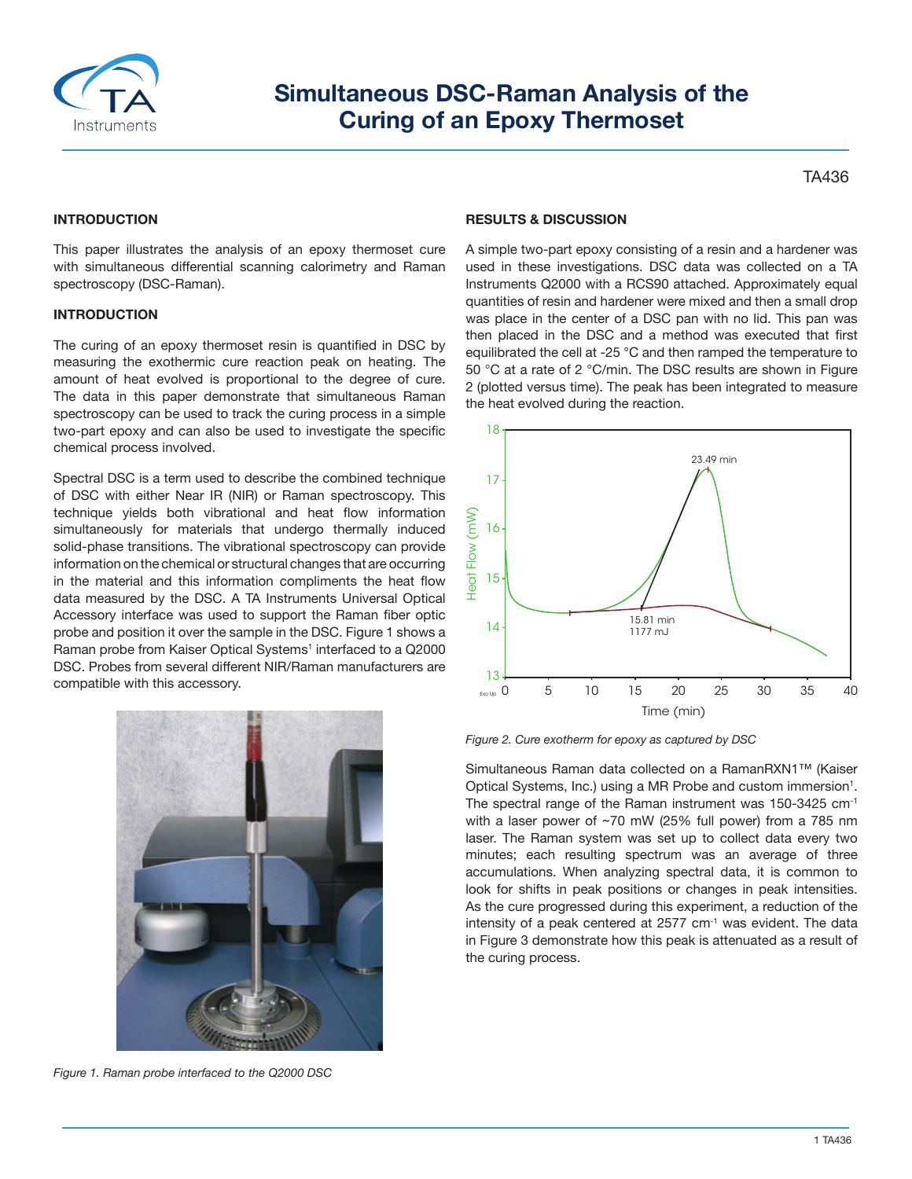# Simultaneous DSC-Raman Analysis of the Curing of an Epoxy Thermoset

TA436

## INTRODUCTION

This paper illustrates the analysis of an epoxy thermoset cure with simultaneous differential scanning calorimetry and Raman spectroscopy (DSC-Raman).

## INTRODUCTION

The curing of an epoxy thermoset resin is quantified in DSC by measuring the exothermic cure reaction peak on heating. The amount of heat evolved is proportional to the degree of cure. The data in this paper demonstrate that simultaneous Raman spectroscopy can be used to track the curing process in a simple two-part epoxy and can also be used to investigate the specific chemical process involved.

Spectral DSC is a term used to describe the combined technique of DSC with either Near IR (NIR) or Raman spectroscopy. This technique yields both vibrational and heat flow information simultaneously for materials that undergo thermally induced solid-phase transitions. The vibrational spectroscopy can provide information on the chemical or structural changes that are occurring in the material and this information compliments the heat flow data measured by the DSC. A TA Instruments Universal Optical Accessory interface was used to support the Raman fiber optic probe and position it over the sample in the DSC. Figure 1 shows a Raman probe from Kaiser Optical Systems[1] interfaced to a Q2000 DSC. Probes from several different NIR/Raman manufacturers are compatible with this accessory.

*Figure 1. Raman probe interfaced to the Q2000 DSC*

## RESULTS & DISCUSSION

A simple two-part epoxy consisting of a resin and a hardener was used in these investigations. DSC data was collected on a TA Instruments Q2000 with a RCS90 attached. Approximately equal quantities of resin and hardener were mixed and then a small drop was place in the center of a DSC pan with no lid. This pan was then placed in the DSC and a method was executed that first equilibrated the cell at -25 °C and then ramped the temperature to 50 °C at a rate of 2 °C/min. The DSC results are shown in Figure 2 (plotted versus time). The peak has been integrated to measure the heat evolved during the reaction.

*Figure 2. Cure exotherm for epoxy as captured by DSC*

Simultaneous Raman data collected on a RamanRXN1™ (Kaiser Optical Systems, Inc.) using a MR Probe and custom immersion[1]. The spectral range of the Raman instrument was 150-3425 $cm^{-1}$ with a laser power of ~70 mW (25% full power) from a 785 nm laser. The Raman system was set up to collect data every two minutes; each resulting spectrum was an average of three accumulations. When analyzing spectral data, it is common to look for shifts in peak positions or changes in peak intensities. As the cure progressed during this experiment, a reduction of the intensity of a peak centered at 2577 $cm^{-1}$ was evident. The data in Figure 3 demonstrate how this peak is attenuated as a result of the curing process.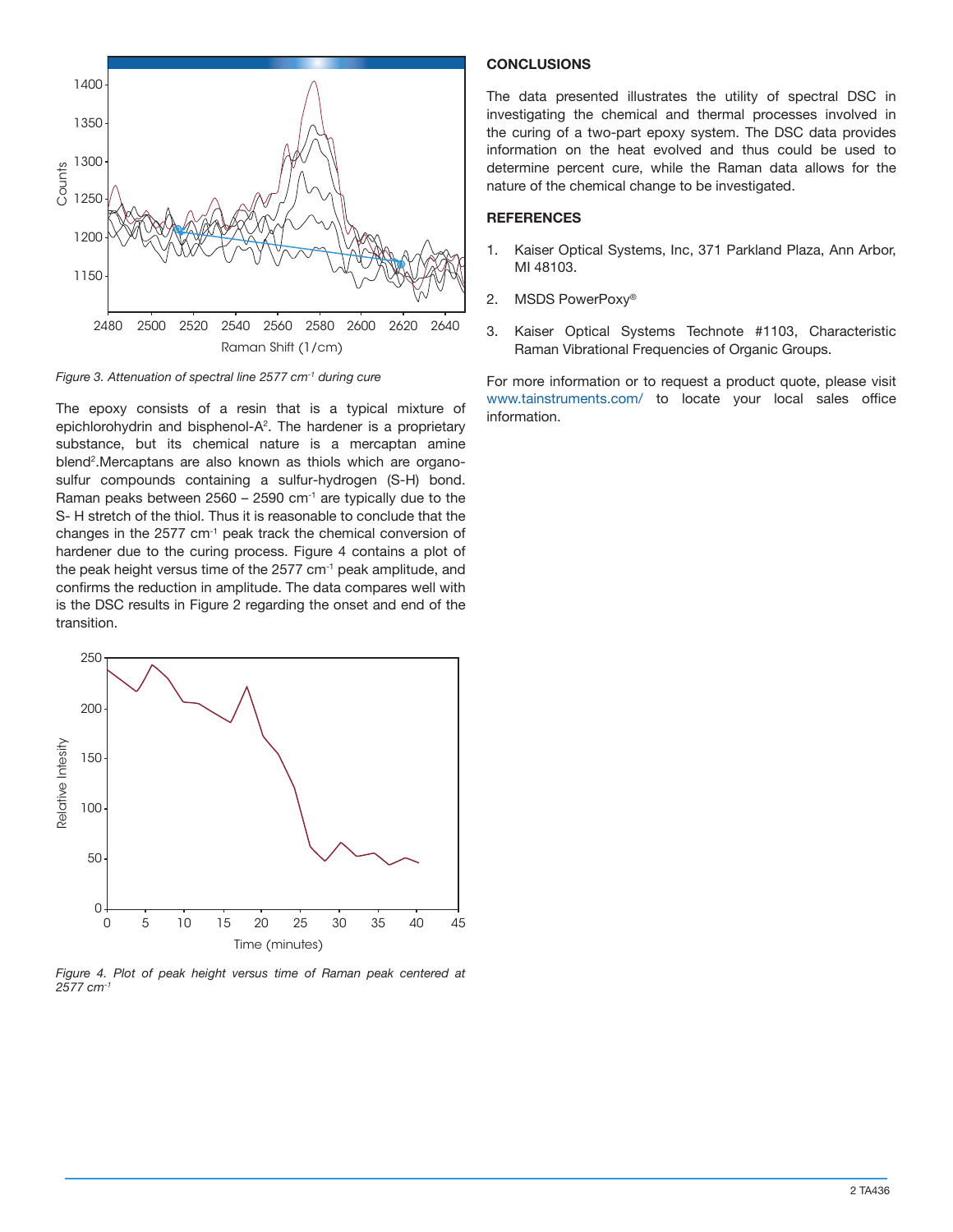1400
1350
1300
1250
1200
1150

Counts

2480 2500 2520 2540 2560 2580 2600 2620 2640

Raman Shift (1/cm)

*Figure 3. Attenuation of spectral line 2577 cm$^{-1}$ during cure*

The epoxy consists of a resin that is a typical mixture of epichlorohydrin and bisphenol-A[2]. The hardener is a proprietary substance, but its chemical nature is a mercaptan amine blend[2].Mercaptans are also known as thiols which are organo-sulfur compounds containing a sulfur-hydrogen (S-H) bond. Raman peaks between 2560 – 2590 cm$^{-1}$ are typically due to the S- H stretch of the thiol. Thus it is reasonable to conclude that the changes in the 2577 cm$^{-1}$ peak track the chemical conversion of hardener due to the curing process. Figure 4 contains a plot of the peak height versus time of the 2577 cm$^{-1}$ peak amplitude, and confirms the reduction in amplitude. The data compares well with is the DSC results in Figure 2 regarding the onset and end of the transition.

250
200
150
100
50
0

Relative Intesity

0 5 10 15 20 25 30 35 40 45

Time (minutes)

*Figure 4. Plot of peak height versus time of Raman peak centered at 2577 cm$^{-1}$*

## CONCLUSIONS

The data presented illustrates the utility of spectral DSC in investigating the chemical and thermal processes involved in the curing of a two-part epoxy system. The DSC data provides information on the heat evolved and thus could be used to determine percent cure, while the Raman data allows for the nature of the chemical change to be investigated.

## REFERENCES

1. Kaiser Optical Systems, Inc, 371 Parkland Plaza, Ann Arbor, MI 48103.

2. MSDS PowerPoxy®

3. Kaiser Optical Systems Technote #1103, Characteristic Raman Vibrational Frequencies of Organic Groups.

For more information or to request a product quote, please visit www.tainstruments.com/ to locate your local sales office information.